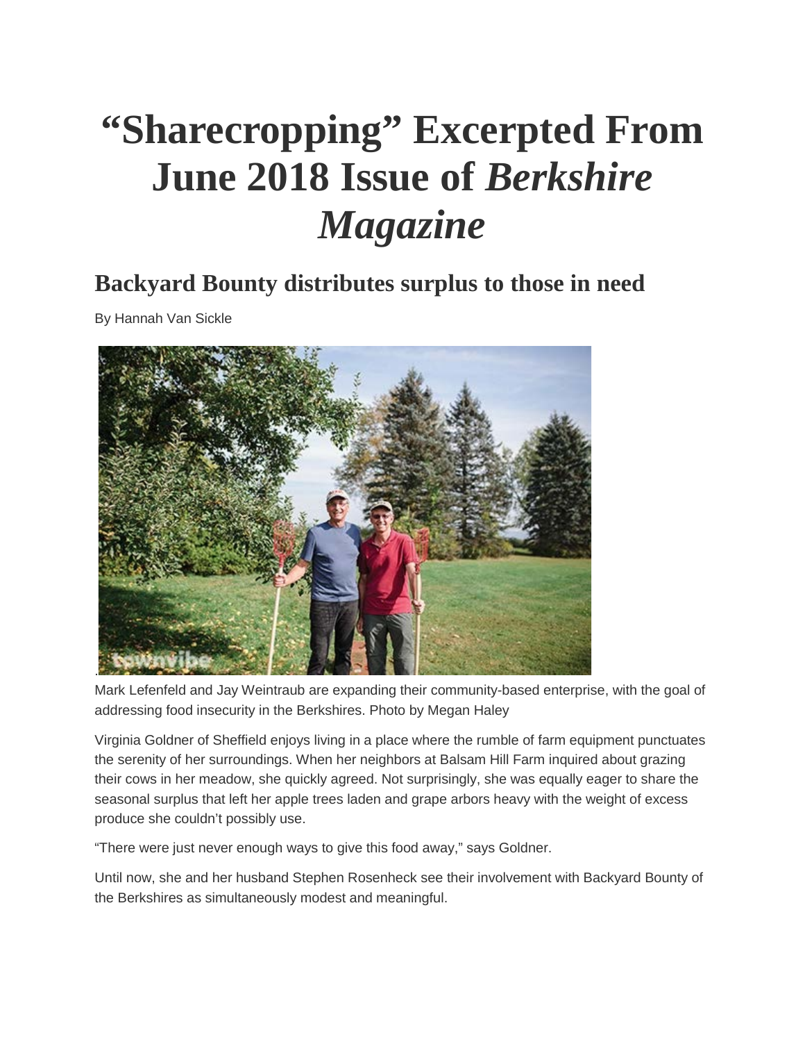# "Sharecropping" Excerpted From June 2018 Issue of *Berkshire Magazine*

## Backyard Bounty distributes surplus to those in need

By Hannah Van Sickle

Mark Lefenfeld and Jay Weintraub are expanding their community-based enterprise, with the goal of addressing food insecurity in the Berkshires. Photo by Megan Haley

Virginia Goldner of Sheffield enjoys living in a place where the rumble of farm equipment punctuates the serenity of her surroundings. When her neighbors at Balsam Hill Farm inquired about grazing their cows in her meadow, she quickly agreed. Not surprisingly, she was equally eager to share the seasonal surplus that left her apple trees laden and grape arbors heavy with the weight of excess produce she couldn't possibly use.

"There were just never enough ways to give this food away," says Goldner.

Until now, she and her husband Stephen Rosenheck see their involvement with Backyard Bounty of the Berkshires as simultaneously modest and meaningful.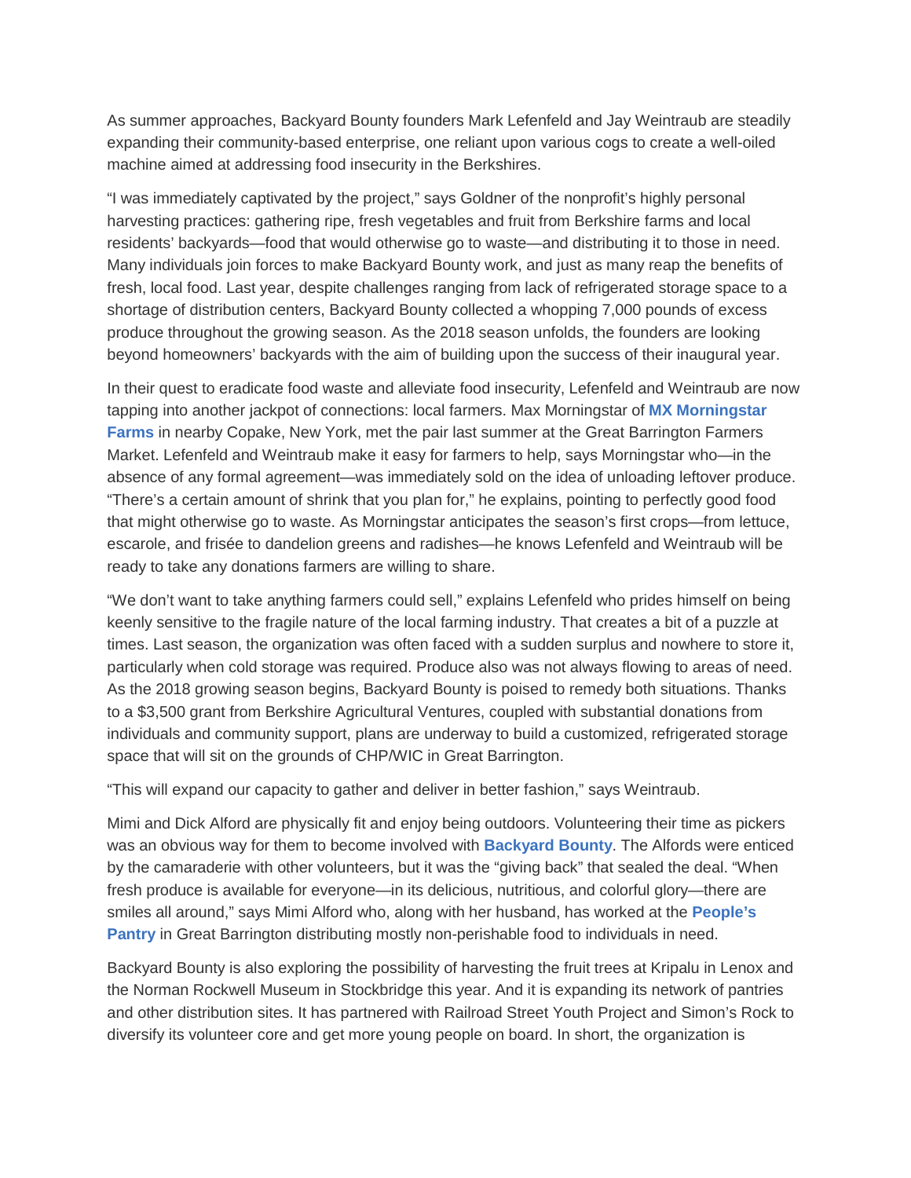As summer approaches, Backyard Bounty founders Mark Lefenfeld and Jay Weintraub are steadily expanding their community-based enterprise, one reliant upon various cogs to create a well-oiled machine aimed at addressing food insecurity in the Berkshires.

"I was immediately captivated by the project," says Goldner of the nonprofit's highly personal harvesting practices: gathering ripe, fresh vegetables and fruit from Berkshire farms and local residents' backyards—food that would otherwise go to waste—and distributing it to those in need. Many individuals join forces to make Backyard Bounty work, and just as many reap the benefits of fresh, local food. Last year, despite challenges ranging from lack of refrigerated storage space to a shortage of distribution centers, Backyard Bounty collected a whopping 7,000 pounds of excess produce throughout the growing season. As the 2018 season unfolds, the founders are looking beyond homeowners' backyards with the aim of building upon the success of their inaugural year.

In their quest to eradicate food waste and alleviate food insecurity, Lefenfeld and Weintraub are now tapping into another jackpot of connections: local farmers. Max Morningstar of **MX Morningstar Farms** in nearby Copake, New York, met the pair last summer at the Great Barrington Farmers Market. Lefenfeld and Weintraub make it easy for farmers to help, says Morningstar who—in the absence of any formal agreement—was immediately sold on the idea of unloading leftover produce. "There's a certain amount of shrink that you plan for," he explains, pointing to perfectly good food that might otherwise go to waste. As Morningstar anticipates the season's first crops—from lettuce, escarole, and frisée to dandelion greens and radishes—he knows Lefenfeld and Weintraub will be ready to take any donations farmers are willing to share.

"We don't want to take anything farmers could sell," explains Lefenfeld who prides himself on being keenly sensitive to the fragile nature of the local farming industry. That creates a bit of a puzzle at times. Last season, the organization was often faced with a sudden surplus and nowhere to store it, particularly when cold storage was required. Produce also was not always flowing to areas of need. As the 2018 growing season begins, Backyard Bounty is poised to remedy both situations. Thanks to a $3,500 grant from Berkshire Agricultural Ventures, coupled with substantial donations from individuals and community support, plans are underway to build a customized, refrigerated storage space that will sit on the grounds of CHP/WIC in Great Barrington.

"This will expand our capacity to gather and deliver in better fashion," says Weintraub.

Mimi and Dick Alford are physically fit and enjoy being outdoors. Volunteering their time as pickers was an obvious way for them to become involved with **Backyard Bounty**. The Alfords were enticed by the camaraderie with other volunteers, but it was the "giving back" that sealed the deal. "When fresh produce is available for everyone—in its delicious, nutritious, and colorful glory—there are smiles all around," says Mimi Alford who, along with her husband, has worked at the **People's Pantry** in Great Barrington distributing mostly non-perishable food to individuals in need.

Backyard Bounty is also exploring the possibility of harvesting the fruit trees at Kripalu in Lenox and the Norman Rockwell Museum in Stockbridge this year. And it is expanding its network of pantries and other distribution sites. It has partnered with Railroad Street Youth Project and Simon's Rock to diversify its volunteer core and get more young people on board. In short, the organization is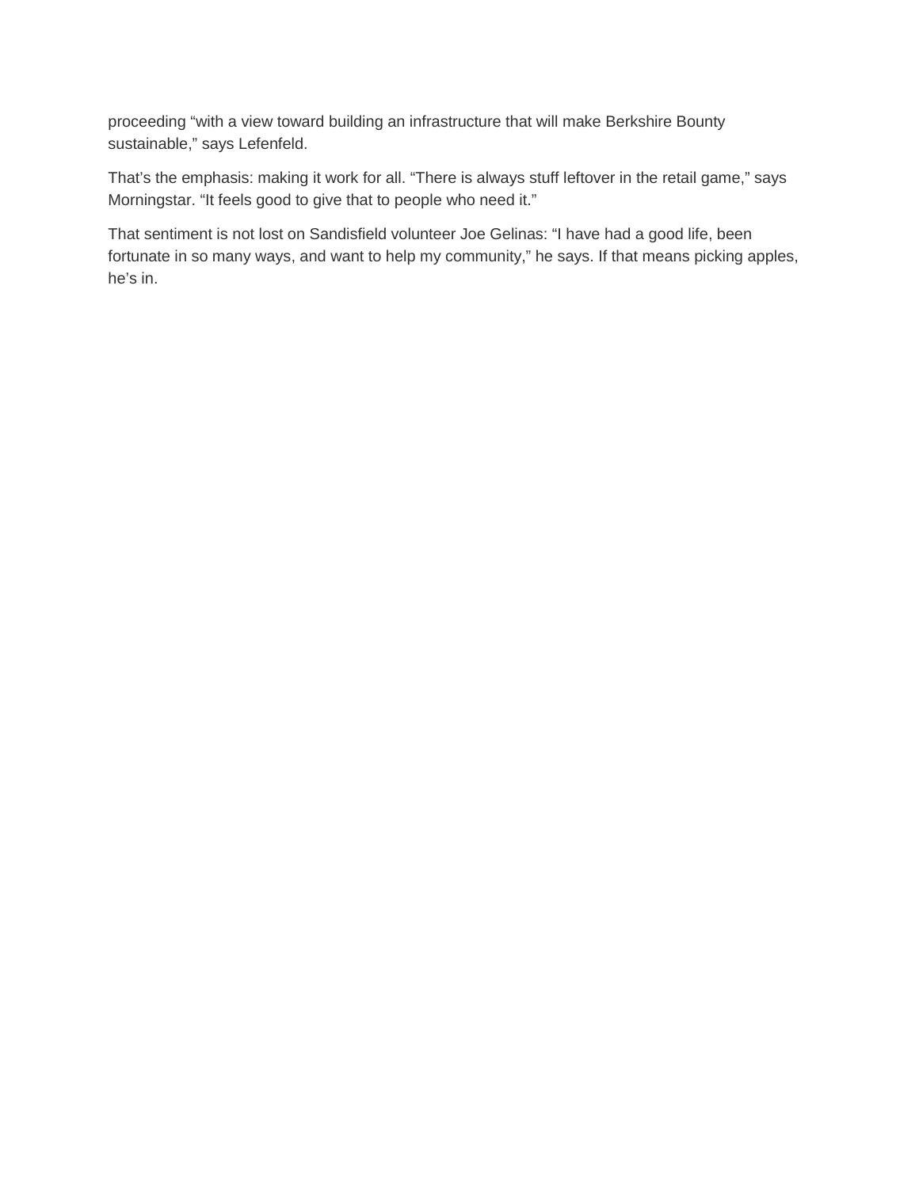proceeding “with a view toward building an infrastructure that will make Berkshire Bounty sustainable,” says Lefenfeld.

That’s the emphasis: making it work for all. “There is always stuff leftover in the retail game,” says Morningstar. “It feels good to give that to people who need it.”

That sentiment is not lost on Sandisfield volunteer Joe Gelinas: “I have had a good life, been fortunate in so many ways, and want to help my community,” he says. If that means picking apples, he’s in.